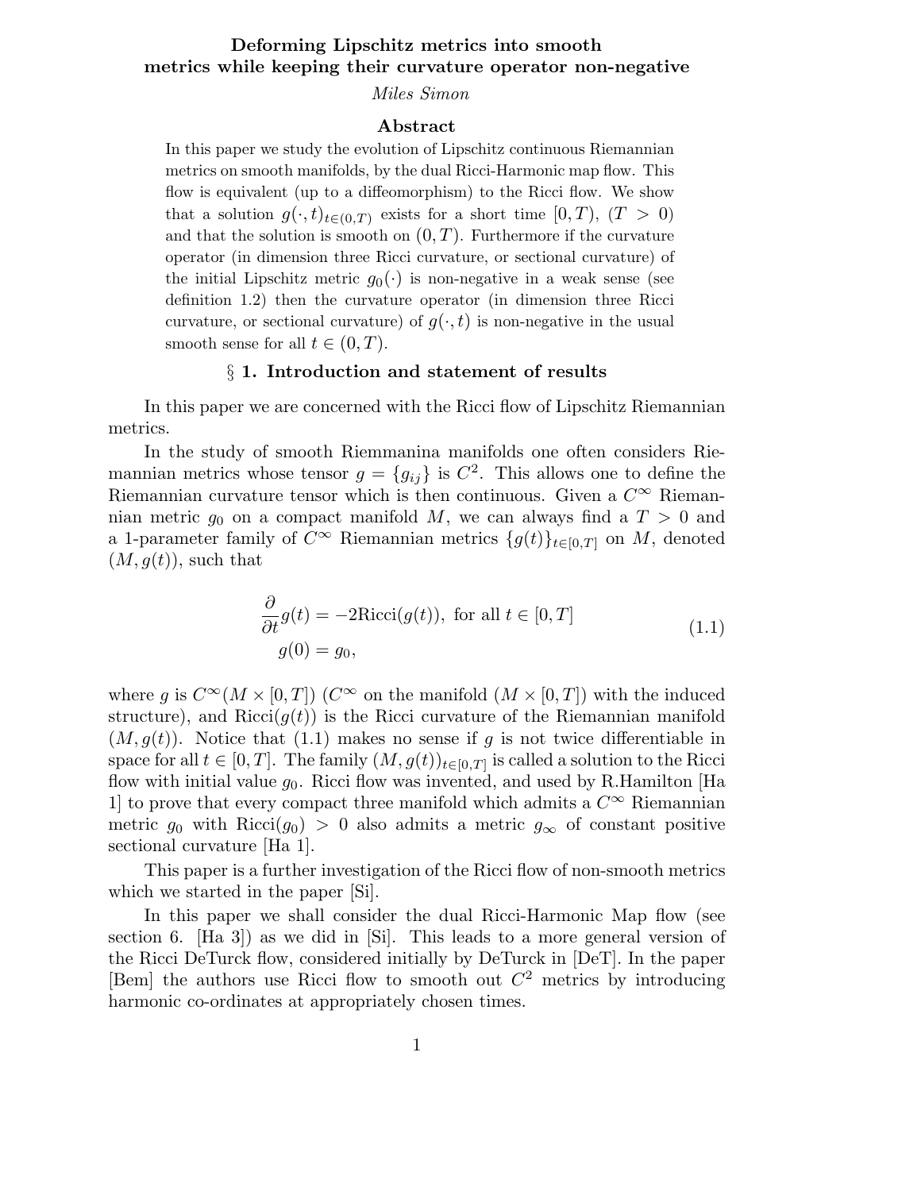# Deforming Lipschitz metrics into smooth metrics while keeping their curvature operator non-negative

*Miles Simon*

### Abstract

In this paper we study the evolution of Lipschitz continuous Riemannian metrics on smooth manifolds, by the dual Ricci-Harmonic map flow. This flow is equivalent (up to a diffeomorphism) to the Ricci flow. We show that a solution $g(\cdot,t)_{t\in(0,T)}$ exists for a short time $[0,T)$, $(T>0)$ and that the solution is smooth on $(0,T)$. Furthermore if the curvature operator (in dimension three Ricci curvature, or sectional curvature) of the initial Lipschitz metric $g_0(\cdot)$ is non-negative in a weak sense (see definition 1.2) then the curvature operator (in dimension three Ricci curvature, or sectional curvature) of $g(\cdot,t)$ is non-negative in the usual smooth sense for all $t\in(0,T)$.

## § 1. Introduction and statement of results

In this paper we are concerned with the Ricci flow of Lipschitz Riemannian metrics.

In the study of smooth Riemmanina manifolds one often considers Riemannian metrics whose tensor $g=\{g_{ij}\}$ is $C^2$. This allows one to define the Riemannian curvature tensor which is then continuous. Given a $C^\infty$ Riemannian metric $g_0$ on a compact manifold $M$, we can always find a $T>0$ and a 1-parameter family of $C^\infty$ Riemannian metrics $\{g(t)\}_{t\in[0,T]}$ on $M$, denoted $(M,g(t))$, such that

$$
\begin{aligned}
&\frac{\partial}{\partial t}g(t) = -2\mathrm{Ricci}(g(t)),\ \text{for all}\ t\in[0,T]\\
&g(0)=g_0,
\end{aligned}
\tag{1.1}
$$

where $g$ is $C^\infty(M\times[0,T])$ ($C^\infty$ on the manifold $(M\times[0,T])$ with the induced structure), and $\mathrm{Ricci}(g(t))$ is the Ricci curvature of the Riemannian manifold $(M,g(t))$. Notice that (1.1) makes no sense if $g$ is not twice differentiable in space for all $t\in[0,T]$. The family $(M,g(t))_{t\in[0,T]}$ is called a solution to the Ricci flow with initial value $g_0$. Ricci flow was invented, and used by R.Hamilton [Ha 1] to prove that every compact three manifold which admits a $C^\infty$ Riemannian metric $g_0$ with $\mathrm{Ricci}(g_0)>0$ also admits a metric $g_\infty$ of constant positive sectional curvature [Ha 1].

This paper is a further investigation of the Ricci flow of non-smooth metrics which we started in the paper [Si].

In this paper we shall consider the dual Ricci-Harmonic Map flow (see section 6. [Ha 3]) as we did in [Si]. This leads to a more general version of the Ricci DeTurck flow, considered initially by DeTurck in [DeT]. In the paper [Bem] the authors use Ricci flow to smooth out $C^2$ metrics by introducing harmonic co-ordinates at appropriately chosen times.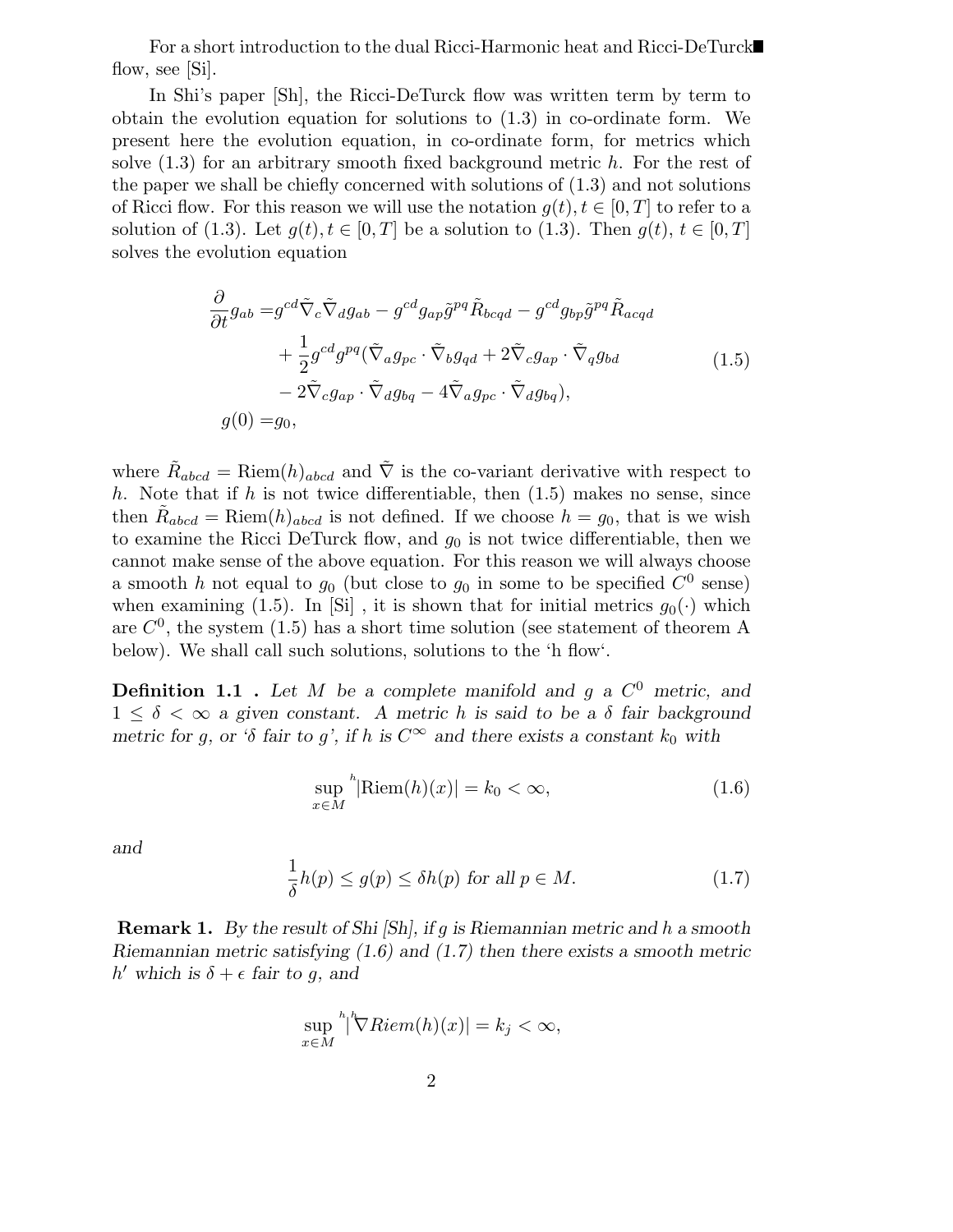For a short introduction to the dual Ricci-Harmonic heat and Ricci-DeTurck flow, see [Si].

In Shi's paper [Sh], the Ricci-DeTurck flow was written term by term to obtain the evolution equation for solutions to (1.3) in co-ordinate form. We present here the evolution equation, in co-ordinate form, for metrics which solve (1.3) for an arbitrary smooth fixed background metric $h$. For the rest of the paper we shall be chiefly concerned with solutions of (1.3) and not solutions of Ricci flow. For this reason we will use the notation $g(t), t \in [0,T]$ to refer to a solution of (1.3). Let $g(t), t \in [0,T]$ be a solution to (1.3). Then $g(t)$, $t \in [0,T]$ solves the evolution equation

$$
\begin{aligned}
\frac{\partial}{\partial t} g_{ab} =& g^{cd}\tilde{\nabla}_c\tilde{\nabla}_d g_{ab} - g^{cd}g_{ap}\tilde{g}^{pq}\tilde{R}_{bcqd} - g^{cd}g_{bp}\tilde{g}^{pq}\tilde{R}_{acqd} \\
&+ \frac{1}{2}g^{cd}g^{pq}(\tilde{\nabla}_a g_{pc}\cdot\tilde{\nabla}_b g_{qd} + 2\tilde{\nabla}_c g_{ap}\cdot\tilde{\nabla}_q g_{bd} \\
&- 2\tilde{\nabla}_c g_{ap}\cdot\tilde{\nabla}_d g_{bq} - 4\tilde{\nabla}_a g_{pc}\cdot\tilde{\nabla}_d g_{bq}), \\
g(0) =& g_0,
\end{aligned}
\tag{1.5}
$$

where $\tilde{R}_{abcd} = \mathrm{Riem}(h)_{abcd}$ and $\tilde{\nabla}$ is the co-variant derivative with respect to $h$. Note that if $h$ is not twice differentiable, then (1.5) makes no sense, since then $\tilde{R}_{abcd} = \mathrm{Riem}(h)_{abcd}$ is not defined. If we choose $h = g_0$, that is we wish to examine the Ricci DeTurck flow, and $g_0$ is not twice differentiable, then we cannot make sense of the above equation. For this reason we will always choose a smooth $h$ not equal to $g_0$ (but close to $g_0$ in some to be specified $C^0$ sense) when examining (1.5). In [Si] , it is shown that for initial metrics $g_0(\cdot)$ which are $C^0$, the system (1.5) has a short time solution (see statement of theorem A below). We shall call such solutions, solutions to the 'h flow'.

**Definition 1.1 .** *Let $M$ be a complete manifold and $g$ a $C^0$ metric, and $1 \leq \delta < \infty$ a given constant. A metric $h$ is said to be a $\delta$ fair background metric for $g$, or '$\delta$ fair to $g$', if $h$ is $C^\infty$ and there exists a constant $k_0$ with*

$$
\sup_{x\in M} {}^{h}|\mathrm{Riem}(h)(x)| = k_0 < \infty, \tag{1.6}
$$

*and*

$$
\frac{1}{\delta}h(p) \leq g(p) \leq \delta h(p) \text{ for all } p \in M. \tag{1.7}
$$

**Remark 1.** *By the result of Shi [Sh], if $g$ is Riemannian metric and $h$ a smooth Riemannian metric satisfying (1.6) and (1.7) then there exists a smooth metric $h'$ which is $\delta + \epsilon$ fair to $g$, and*

$$
\sup_{x\in M} {}^{h}|{}^{h}\nabla Riem(h)(x)| = k_j < \infty,
$$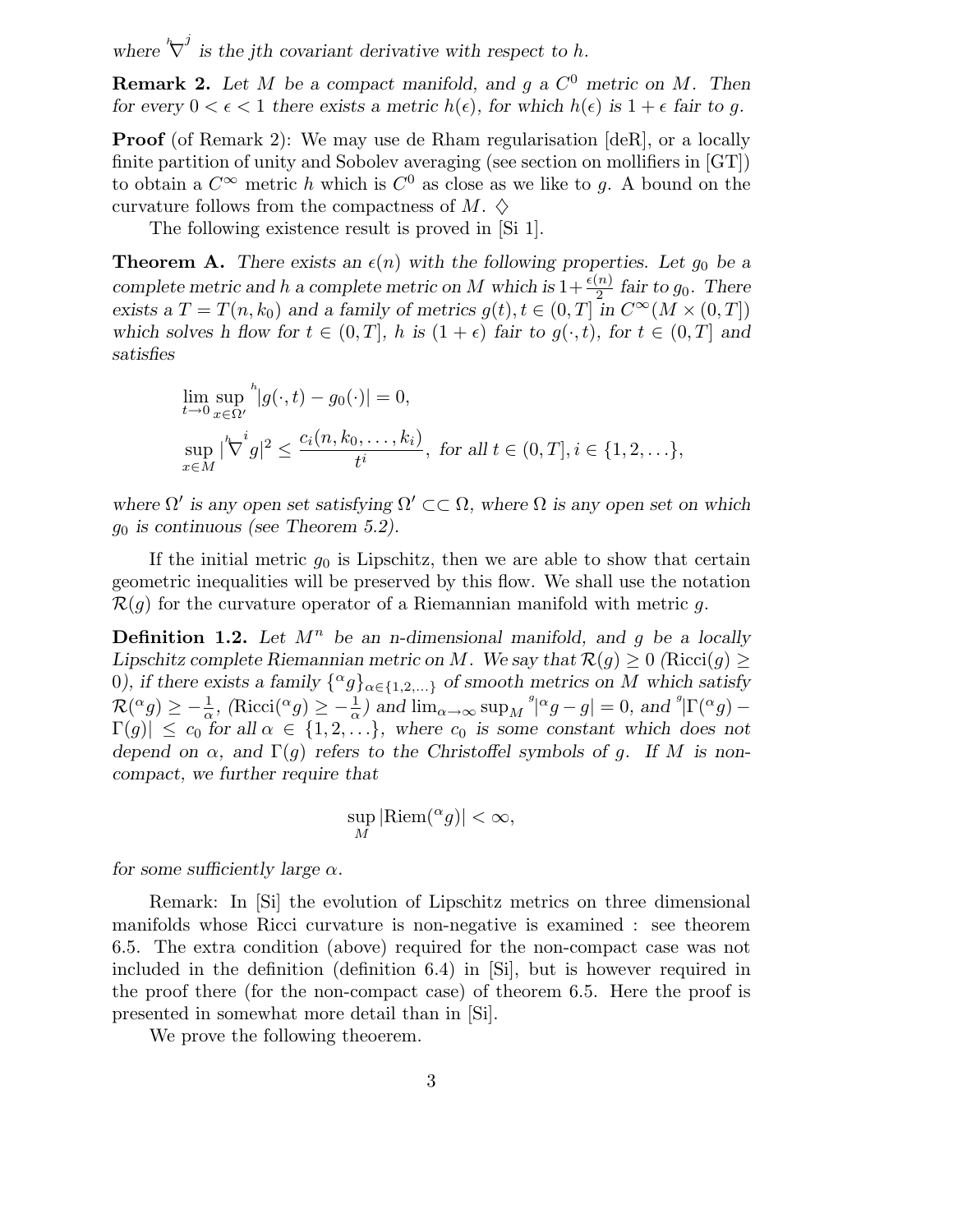where ${}^{h}\nabla^{j}$ is the jth covariant derivative with respect to $h$.

**Remark 2.** *Let $M$ be a compact manifold, and $g$ a $C^0$ metric on $M$. Then for every $0 < \epsilon < 1$ there exists a metric $h(\epsilon)$, for which $h(\epsilon)$ is $1+\epsilon$ fair to $g$.*

**Proof** (of Remark 2): We may use de Rham regularisation [deR], or a locally finite partition of unity and Sobolev averaging (see section on mollifiers in [GT]) to obtain a $C^\infty$ metric $h$ which is $C^0$ as close as we like to $g$. A bound on the curvature follows from the compactness of $M$. $\diamondsuit$

The following existence result is proved in [Si 1].

**Theorem A.** *There exists an $\epsilon(n)$ with the following properties. Let $g_0$ be a complete metric and $h$ a complete metric on $M$ which is $1+\frac{\epsilon(n)}{2}$ fair to $g_0$. There exists a $T = T(n, k_0)$ and a family of metrics $g(t), t \in (0, T]$ in $C^\infty(M \times (0, T])$ which solves h flow for $t \in (0, T]$, $h$ is $(1+\epsilon)$ fair to $g(\cdot, t)$, for $t \in (0, T]$ and satisfies*

$$\lim_{t\to 0} \sup_{x\in\Omega'} {}^{h}|g(\cdot, t) - g_0(\cdot)| = 0,$$

$$\sup_{x\in M} |{}^{h}\nabla^{i} g|^2 \leq \frac{c_i(n, k_0, \ldots, k_i)}{t^i},\ \textit{for all } t \in (0, T], i \in \{1, 2, \ldots\},$$

*where $\Omega'$ is any open set satisfying $\Omega' \subset\subset \Omega$, where $\Omega$ is any open set on which $g_0$ is continuous (see Theorem 5.2).*

If the initial metric $g_0$ is Lipschitz, then we are able to show that certain geometric inequalities will be preserved by this flow. We shall use the notation $\mathcal{R}(g)$ for the curvature operator of a Riemannian manifold with metric $g$.

**Definition 1.2.** *Let $M^n$ be an n-dimensional manifold, and $g$ be a locally Lipschitz complete Riemannian metric on $M$. We say that $\mathcal{R}(g) \geq 0$ ($\mathrm{Ricci}(g) \geq 0$), if there exists a family $\{{}^{\alpha}g\}_{\alpha\in\{1,2,\ldots\}}$ of smooth metrics on $M$ which satisfy $\mathcal{R}({}^{\alpha}g) \geq -\frac{1}{\alpha}$, ($\mathrm{Ricci}({}^{\alpha}g) \geq -\frac{1}{\alpha}$) and $\lim_{\alpha\to\infty} \sup_M {}^{g}|{}^{\alpha}g - g| = 0$, and ${}^{g}|\Gamma({}^{\alpha}g) - \Gamma(g)| \leq c_0$ for all $\alpha \in \{1, 2, \ldots\}$, where $c_0$ is some constant which does not depend on $\alpha$, and $\Gamma(g)$ refers to the Christoffel symbols of $g$. If $M$ is non-compact, we further require that*

$$\sup_M |\mathrm{Riem}({}^{\alpha}g)| < \infty,$$

*for some sufficiently large $\alpha$.*

Remark: In [Si] the evolution of Lipschitz metrics on three dimensional manifolds whose Ricci curvature is non-negative is examined : see theorem 6.5. The extra condition (above) required for the non-compact case was not included in the definition (definition 6.4) in [Si], but is however required in the proof there (for the non-compact case) of theorem 6.5. Here the proof is presented in somewhat more detail than in [Si].

We prove the following theoerem.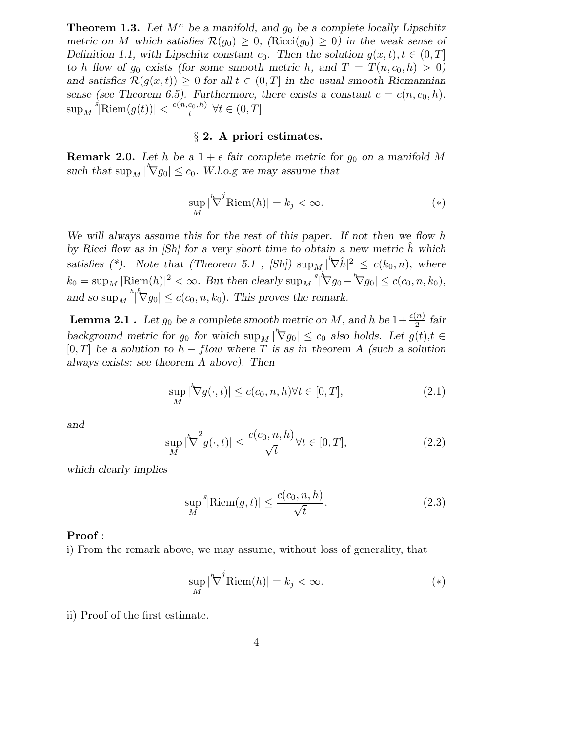**Theorem 1.3.** *Let $M^n$ be a manifold, and $g_0$ be a complete locally Lipschitz metric on $M$ which satisfies $\mathcal{R}(g_0) \geq 0$, $(\mathrm{Ricci}(g_0) \geq 0)$ in the weak sense of Definition 1.1, with Lipschitz constant $c_0$. Then the solution $g(x,t), t \in (0,T]$ to $h$ flow of $g_0$ exists (for some smooth metric $h$, and $T = T(n, c_0, h) > 0$) and satisfies $\mathcal{R}(g(x,t)) \geq 0$ for all $t \in (0,T]$ in the usual smooth Riemannian sense (see Theorem 6.5). Furthermore, there exists a constant $c = c(n, c_0, h)$. $\sup_M {}^g|\mathrm{Riem}(g(t))| < \frac{c(n,c_0,h)}{t}$ $\forall t \in (0,T]$*

## § 2. A priori estimates.

**Remark 2.0.** *Let $h$ be a $1+\epsilon$ fair complete metric for $g_0$ on a manifold $M$ such that $\sup_M |{}^h\nabla g_0| \leq c_0$. W.l.o.g we may assume that*

$$\sup_M |{}^h\nabla^j \mathrm{Riem}(h)| = k_j < \infty. \qquad (*)$$

*We will always assume this for the rest of this paper. If not then we flow $h$ by Ricci flow as in [Sh] for a very short time to obtain a new metric $\hat{h}$ which satisfies (\*). Note that (Theorem 5.1 , [Sh]) $\sup_M |{}^h\nabla \hat{h}|^2 \leq c(k_0, n)$, where $k_0 = \sup_M |\mathrm{Riem}(h)|^2 < \infty$. But then clearly $\sup_M {}^g|{}^{\hat{h}}\nabla g_0 - {}^h\nabla g_0| \leq c(c_0, n, k_0)$, and so $\sup_M {}^h|{}^{\hat{h}}\nabla g_0| \leq c(c_0, n, k_0)$. This proves the remark.*

**Lemma 2.1 .** *Let $g_0$ be a complete smooth metric on $M$, and $h$ be $1+\frac{\epsilon(n)}{2}$ fair background metric for $g_0$ for which $\sup_M |{}^h\nabla g_0| \leq c_0$ also holds. Let $g(t), t \in [0,T]$ be a solution to $h-flow$ where $T$ is as in theorem A (such a solution always exists: see theorem A above). Then*

$$\sup_M |{}^h\nabla g(\cdot, t)| \leq c(c_0, n, h) \forall t \in [0,T], \qquad (2.1)$$

*and*

$$\sup_M |{}^h\nabla^2 g(\cdot, t)| \leq \frac{c(c_0, n, h)}{\sqrt{t}} \forall t \in [0,T], \qquad (2.2)$$

*which clearly implies*

$$\sup_M {}^g|\mathrm{Riem}(g, t)| \leq \frac{c(c_0, n, h)}{\sqrt{t}}. \qquad (2.3)$$

**Proof** :
i) From the remark above, we may assume, without loss of generality, that

$$\sup_M |{}^h\nabla^j \mathrm{Riem}(h)| = k_j < \infty. \qquad (*)$$

ii) Proof of the first estimate.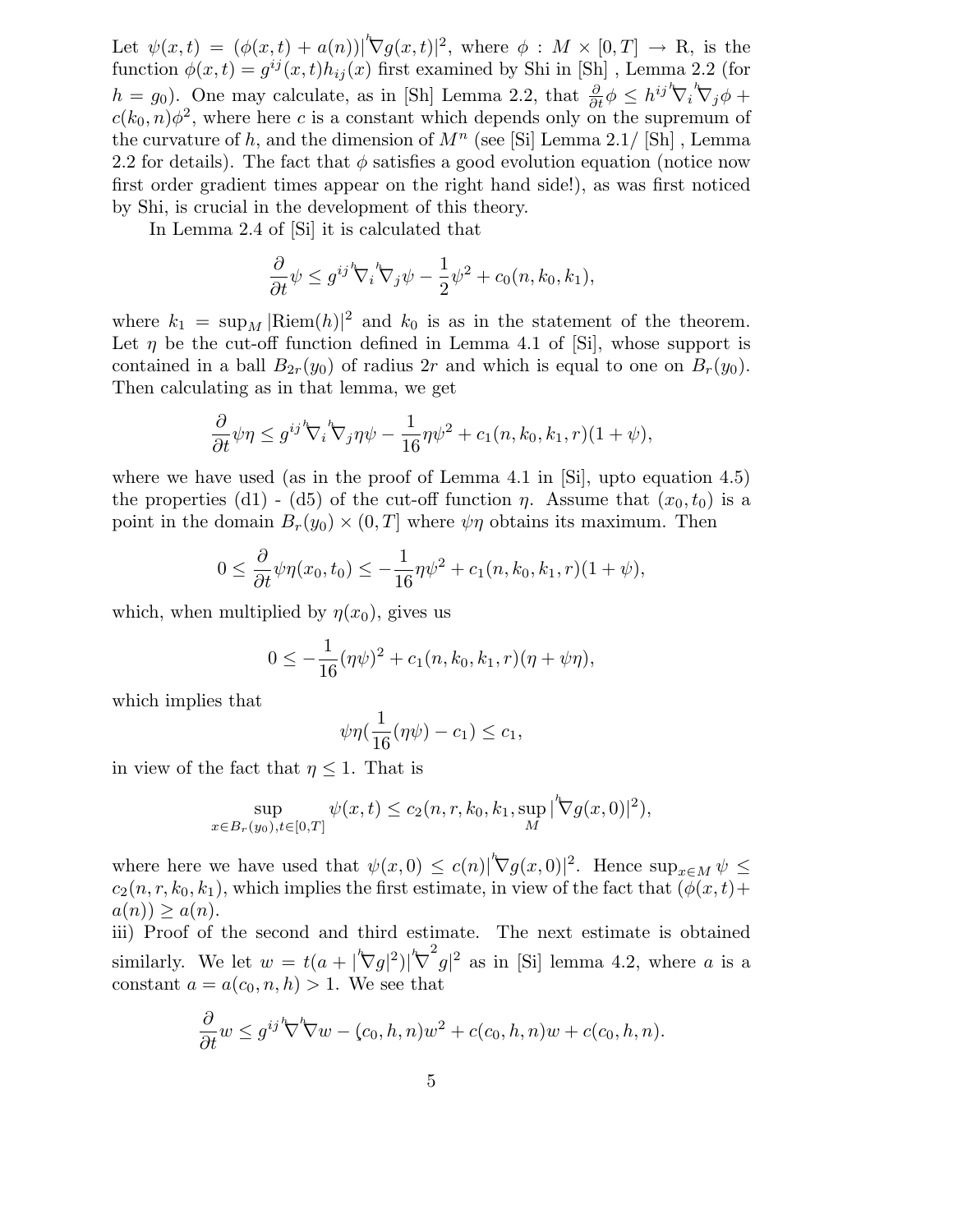Let $\psi(x,t) = (\phi(x,t) + a(n))|{}^h\nabla g(x,t)|^2$, where $\phi : M \times [0,T] \to \mathbb{R}$, is the function $\phi(x,t) = g^{ij}(x,t)h_{ij}(x)$ first examined by Shi in [Sh] , Lemma 2.2 (for $h = g_0$). One may calculate, as in [Sh] Lemma 2.2, that $\frac{\partial}{\partial t}\phi \leq h^{ij}\,{}^h\nabla_i\,{}^h\nabla_j\phi + c(k_0,n)\phi^2$, where here $c$ is a constant which depends only on the supremum of the curvature of $h$, and the dimension of $M^n$ (see [Si] Lemma 2.1/ [Sh] , Lemma 2.2 for details). The fact that $\phi$ satisfies a good evolution equation (notice now first order gradient times appear on the right hand side!), as was first noticed by Shi, is crucial in the development of this theory.

In Lemma 2.4 of [Si] it is calculated that

$$\frac{\partial}{\partial t}\psi \leq g^{ij}\,{}^h\nabla_i\,{}^h\nabla_j\psi - \frac{1}{2}\psi^2 + c_0(n,k_0,k_1),$$

where $k_1 = \sup_M |\mathrm{Riem}(h)|^2$ and $k_0$ is as in the statement of the theorem. Let $\eta$ be the cut-off function defined in Lemma 4.1 of [Si], whose support is contained in a ball $B_{2r}(y_0)$ of radius $2r$ and which is equal to one on $B_r(y_0)$. Then calculating as in that lemma, we get

$$\frac{\partial}{\partial t}\psi\eta \leq g^{ij}\,{}^h\nabla_i\,{}^h\nabla_j\eta\psi - \frac{1}{16}\eta\psi^2 + c_1(n,k_0,k_1,r)(1+\psi),$$

where we have used (as in the proof of Lemma 4.1 in [Si], upto equation 4.5) the properties (d1) - (d5) of the cut-off function $\eta$. Assume that $(x_0,t_0)$ is a point in the domain $B_r(y_0) \times (0,T]$ where $\psi\eta$ obtains its maximum. Then

$$0 \leq \frac{\partial}{\partial t}\psi\eta(x_0,t_0) \leq -\frac{1}{16}\eta\psi^2 + c_1(n,k_0,k_1,r)(1+\psi),$$

which, when multiplied by $\eta(x_0)$, gives us

$$0 \leq -\frac{1}{16}(\eta\psi)^2 + c_1(n,k_0,k_1,r)(\eta + \psi\eta),$$

which implies that

$$\psi\eta(\frac{1}{16}(\eta\psi) - c_1) \leq c_1,$$

in view of the fact that $\eta \leq 1$. That is

$$\sup_{x\in B_r(y_0),t\in[0,T]} \psi(x,t) \leq c_2(n,r,k_0,k_1,\sup_M |{}^h\nabla g(x,0)|^2),$$

where here we have used that $\psi(x,0) \leq c(n)|{}^h\nabla g(x,0)|^2$. Hence $\sup_{x\in M}\psi \leq c_2(n,r,k_0,k_1)$, which implies the first estimate, in view of the fact that $(\phi(x,t) + a(n)) \geq a(n)$.

iii) Proof of the second and third estimate. The next estimate is obtained similarly. We let $w = t(a + |{}^h\nabla g|^2)|{}^h\nabla^2 g|^2$ as in [Si] lemma 4.2, where $a$ is a constant $a = a(c_0,n,h) > 1$. We see that

$$\frac{\partial}{\partial t}w \leq g^{ij}\,{}^h\nabla\,{}^h\nabla w - \zeta(c_0,h,n)w^2 + c(c_0,h,n)w + c(c_0,h,n).$$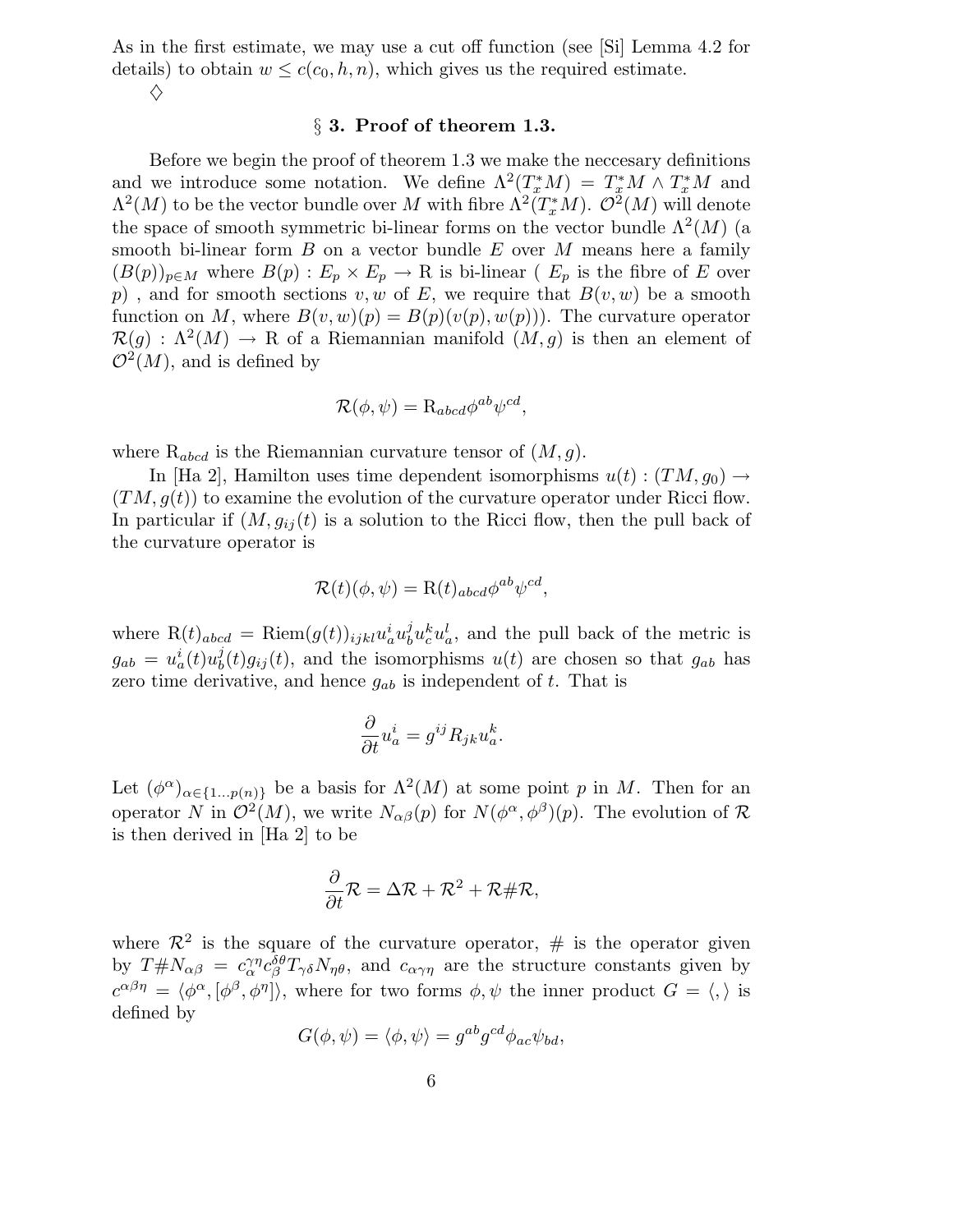As in the first estimate, we may use a cut off function (see [Si] Lemma 4.2 for details) to obtain $w \leq c(c_0, h, n)$, which gives us the required estimate.

$\diamondsuit$

## § 3. Proof of theorem 1.3.

Before we begin the proof of theorem 1.3 we make the neccesary definitions and we introduce some notation. We define $\Lambda^2(T^*_x M) = T^*_x M \wedge T^*_x M$ and $\Lambda^2(M)$ to be the vector bundle over $M$ with fibre $\Lambda^2(T^*_x M)$. $\mathcal{O}^2(M)$ will denote the space of smooth symmetric bi-linear forms on the vector bundle $\Lambda^2(M)$ (a smooth bi-linear form $B$ on a vector bundle $E$ over $M$ means here a family $(B(p))_{p \in M}$ where $B(p) : E_p \times E_p \to \mathrm{R}$ is bi-linear ( $E_p$ is the fibre of $E$ over $p$) , and for smooth sections $v, w$ of $E$, we require that $B(v, w)$ be a smooth function on $M$, where $B(v, w)(p) = B(p)(v(p), w(p))$). The curvature operator $\mathcal{R}(g) : \Lambda^2(M) \to \mathrm{R}$ of a Riemannian manifold $(M, g)$ is then an element of $\mathcal{O}^2(M)$, and is defined by

$$\mathcal{R}(\phi, \psi) = \mathrm{R}_{abcd}\phi^{ab}\psi^{cd},$$

where $\mathrm{R}_{abcd}$ is the Riemannian curvature tensor of $(M, g)$.

In [Ha 2], Hamilton uses time dependent isomorphisms $u(t) : (TM, g_0) \to (TM, g(t))$ to examine the evolution of the curvature operator under Ricci flow. In particular if $(M, g_{ij}(t)$ is a solution to the Ricci flow, then the pull back of the curvature operator is

$$\mathcal{R}(t)(\phi, \psi) = \mathrm{R}(t)_{abcd}\phi^{ab}\psi^{cd},$$

where $\mathrm{R}(t)_{abcd} = \mathrm{Riem}(g(t))_{ijkl} u^i_a u^j_b u^k_c u^l_a$, and the pull back of the metric is $g_{ab} = u^i_a(t) u^j_b(t) g_{ij}(t)$, and the isomorphisms $u(t)$ are chosen so that $g_{ab}$ has zero time derivative, and hence $g_{ab}$ is independent of $t$. That is

$$\frac{\partial}{\partial t} u^i_a = g^{ij} R_{jk} u^k_a.$$

Let $(\phi^\alpha)_{\alpha \in \{1 \ldots p(n)\}}$ be a basis for $\Lambda^2(M)$ at some point $p$ in $M$. Then for an operator $N$ in $\mathcal{O}^2(M)$, we write $N_{\alpha\beta}(p)$ for $N(\phi^\alpha, \phi^\beta)(p)$. The evolution of $\mathcal{R}$ is then derived in [Ha 2] to be

$$\frac{\partial}{\partial t}\mathcal{R} = \Delta\mathcal{R} + \mathcal{R}^2 + \mathcal{R}\#\mathcal{R},$$

where $\mathcal{R}^2$ is the square of the curvature operator, $\#$ is the operator given by $T\#N_{\alpha\beta} = c^{\gamma\eta}_\alpha c^{\delta\theta}_\beta T_{\gamma\delta} N_{\eta\theta}$, and $c_{\alpha\gamma\eta}$ are the structure constants given by $c^{\alpha\beta\eta} = \langle \phi^\alpha, [\phi^\beta, \phi^\eta] \rangle$, where for two forms $\phi, \psi$ the inner product $G = \langle , \rangle$ is defined by

$$G(\phi, \psi) = \langle \phi, \psi \rangle = g^{ab} g^{cd} \phi_{ac} \psi_{bd},$$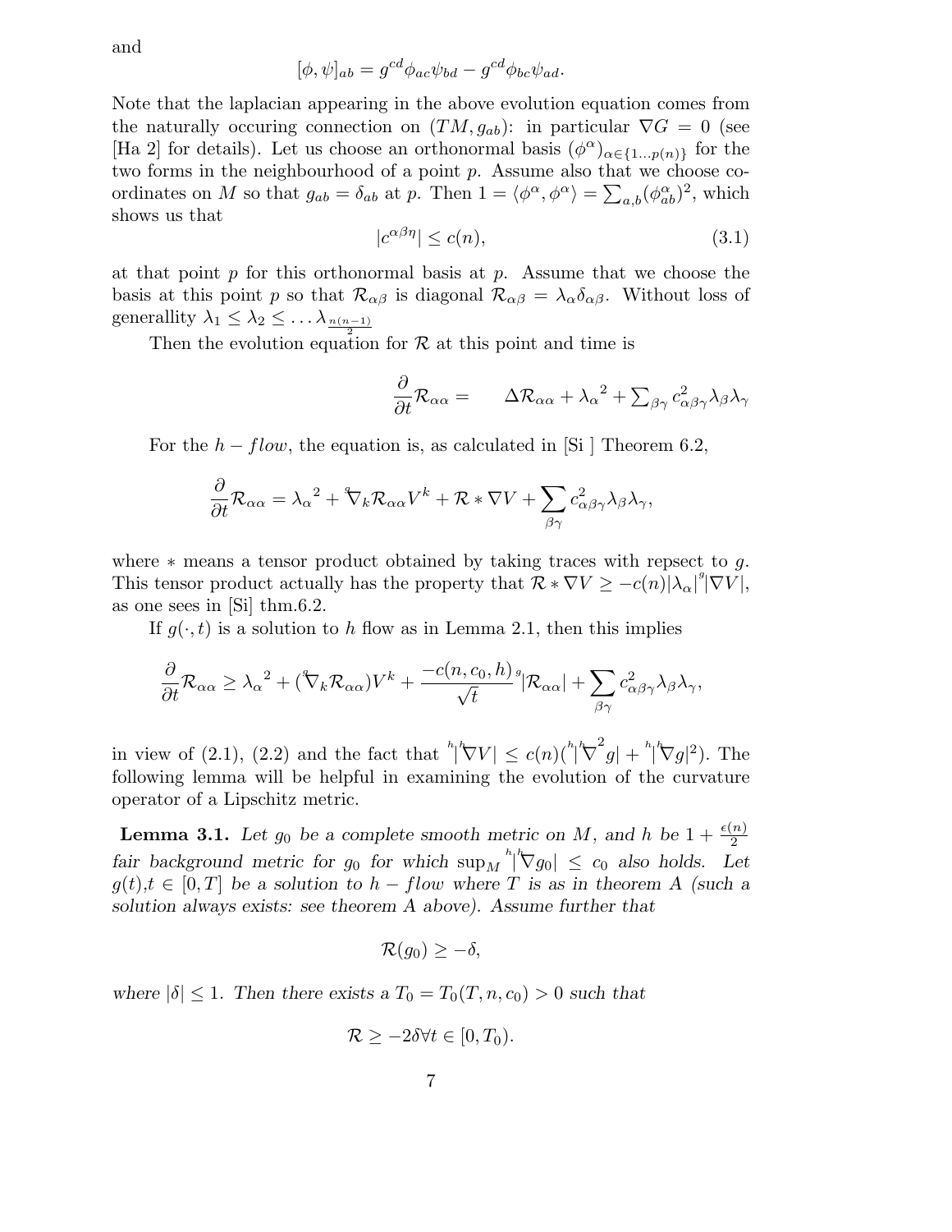and

$$[\phi, \psi]_{ab} = g^{cd}\phi_{ac}\psi_{bd} - g^{cd}\phi_{bc}\psi_{ad}.$$

Note that the laplacian appearing in the above evolution equation comes from the naturally occuring connection on $(TM, g_{ab})$: in particular $\nabla G = 0$ (see [Ha 2] for details). Let us choose an orthonormal basis $(\phi^\alpha)_{\alpha \in \{1 \ldots p(n)\}}$ for the two forms in the neighbourhood of a point $p$. Assume also that we choose co-ordinates on $M$ so that $g_{ab} = \delta_{ab}$ at $p$. Then $1 = \langle \phi^\alpha, \phi^\alpha \rangle = \sum_{a,b} (\phi^\alpha_{ab})^2$, which shows us that

$$|c^{\alpha\beta\eta}| \leq c(n), \tag{3.1}$$

at that point $p$ for this orthonormal basis at $p$. Assume that we choose the basis at this point $p$ so that $\mathcal{R}_{\alpha\beta}$ is diagonal $\mathcal{R}_{\alpha\beta} = \lambda_\alpha \delta_{\alpha\beta}$. Without loss of generallity $\lambda_1 \leq \lambda_2 \leq \ldots \lambda_{\frac{n(n-1)}{2}}$

Then the evolution equation for $\mathcal{R}$ at this point and time is

$$\frac{\partial}{\partial t}\mathcal{R}_{\alpha\alpha} = \qquad \Delta \mathcal{R}_{\alpha\alpha} + {\lambda_\alpha}^2 + \textstyle\sum_{\beta\gamma} c^2_{\alpha\beta\gamma}\lambda_\beta\lambda_\gamma$$

For the $h-flow$, the equation is, as calculated in [Si ] Theorem 6.2,

$$\frac{\partial}{\partial t}\mathcal{R}_{\alpha\alpha} = {\lambda_\alpha}^2 + {}^{g}\!\nabla_k \mathcal{R}_{\alpha\alpha} V^k + \mathcal{R} * \nabla V + \sum_{\beta\gamma} c^2_{\alpha\beta\gamma}\lambda_\beta\lambda_\gamma,$$

where $*$ means a tensor product obtained by taking traces with repsect to $g$. This tensor product actually has the property that $\mathcal{R} * \nabla V \geq -c(n)|\lambda_\alpha|^{g}|\nabla V|$, as one sees in [Si] thm.6.2.

If $g(\cdot, t)$ is a solution to $h$ flow as in Lemma 2.1, then this implies

$$\frac{\partial}{\partial t}\mathcal{R}_{\alpha\alpha} \geq {\lambda_\alpha}^2 + ({}^{g}\!\nabla_k \mathcal{R}_{\alpha\alpha})V^k + \frac{-c(n, c_0, h)}{\sqrt{t}}{}^{g}|\mathcal{R}_{\alpha\alpha}| + \sum_{\beta\gamma} c^2_{\alpha\beta\gamma}\lambda_\beta\lambda_\gamma,$$

in view of (2.1), (2.2) and the fact that ${}^{h}|{}^{h}\!\nabla V| \leq c(n)({}^{h}|{}^{h}\!\nabla^2 g| + {}^{h}|{}^{h}\!\nabla g|^2)$. The following lemma will be helpful in examining the evolution of the curvature operator of a Lipschitz metric.

**Lemma 3.1.** *Let $g_0$ be a complete smooth metric on $M$, and $h$ be $1 + \frac{\epsilon(n)}{2}$ fair background metric for $g_0$ for which $\sup_M {}^{h}|{}^{h}\!\nabla g_0| \leq c_0$ also holds. Let $g(t), t \in [0, T]$ be a solution to $h-flow$ where $T$ is as in theorem A (such a solution always exists: see theorem A above). Assume further that*

$$\mathcal{R}(g_0) \geq -\delta,$$

*where $|\delta| \leq 1$. Then there exists a $T_0 = T_0(T, n, c_0) > 0$ such that*

$$\mathcal{R} \geq -2\delta \forall t \in [0, T_0).$$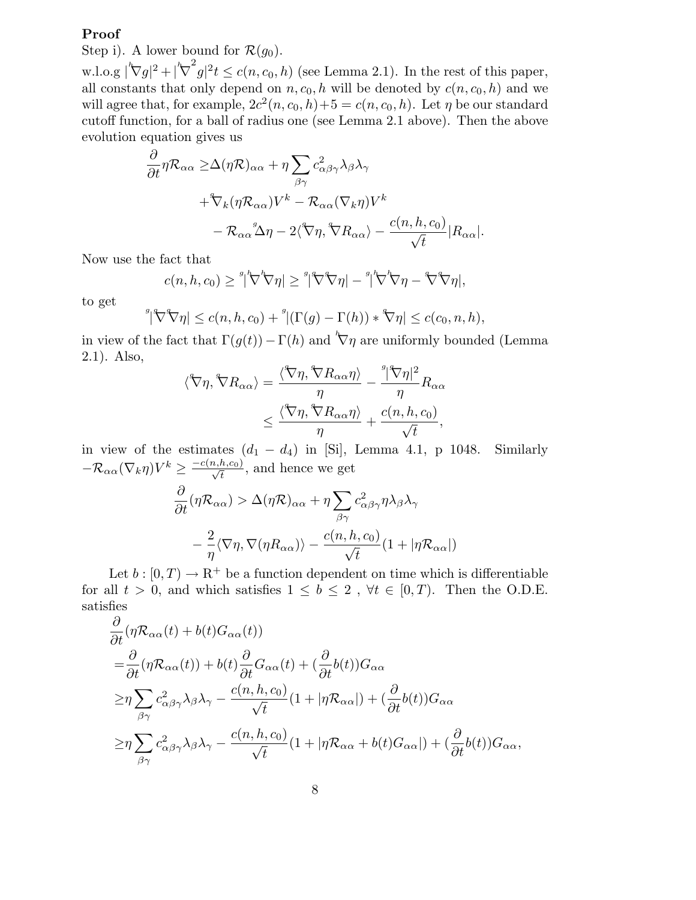**Proof**

Step i). A lower bound for $\mathcal{R}(g_0)$.

w.l.o.g $|{}^h\nabla g|^2 + |{}^h\nabla^2 g|^2 t \le c(n, c_0, h)$ (see Lemma 2.1). In the rest of this paper, all constants that only depend on $n, c_0, h$ will be denoted by $c(n, c_0, h)$ and we will agree that, for example, $2c^2(n, c_0, h) + 5 = c(n, c_0, h)$. Let $\eta$ be our standard cutoff function, for a ball of radius one (see Lemma 2.1 above). Then the above evolution equation gives us

$$
\begin{aligned}
\frac{\partial}{\partial t}\eta \mathcal{R}_{\alpha\alpha} \ge& \Delta(\eta\mathcal{R})_{\alpha\alpha} + \eta\sum_{\beta\gamma} c^2_{\alpha\beta\gamma}\lambda_\beta\lambda_\gamma \\
&+ {}^g\nabla_k(\eta\mathcal{R}_{\alpha\alpha})V^k - \mathcal{R}_{\alpha\alpha}(\nabla_k\eta)V^k \\
&\quad - \mathcal{R}_{\alpha\alpha}{}^g\Delta\eta - 2\langle{}^g\nabla\eta, {}^g\nabla R_{\alpha\alpha}\rangle - \frac{c(n,h,c_0)}{\sqrt{t}}|R_{\alpha\alpha}|.
\end{aligned}
$$

Now use the fact that

$$
c(n,h,c_0) \ge {}^g|{}^h\nabla{}^h\nabla\eta| \ge {}^g|{}^g\nabla{}^g\nabla\eta| - {}^g|{}^h\nabla{}^h\nabla\eta - {}^g\nabla{}^g\nabla\eta|,
$$

to get

$$
{}^g|{}^g\nabla{}^g\nabla\eta| \le c(n,h,c_0) + {}^g|(\Gamma(g) - \Gamma(h)) * {}^g\nabla\eta| \le c(c_0, n, h),
$$

in view of the fact that $\Gamma(g(t)) - \Gamma(h)$ and ${}^h\nabla\eta$ are uniformly bounded (Lemma 2.1). Also,

$$
\begin{aligned}
\langle{}^g\nabla\eta, {}^g\nabla R_{\alpha\alpha}\rangle &= \frac{\langle{}^g\nabla\eta, {}^g\nabla R_{\alpha\alpha}\eta\rangle}{\eta} - \frac{{}^g|{}^g\nabla\eta|^2}{\eta}R_{\alpha\alpha} \\
&\le \frac{\langle{}^g\nabla\eta, {}^g\nabla R_{\alpha\alpha}\eta\rangle}{\eta} + \frac{c(n,h,c_0)}{\sqrt{t}},
\end{aligned}
$$

in view of the estimates $(d_1 - d_4)$ in [Si], Lemma 4.1, p 1048. Similarly $-\mathcal{R}_{\alpha\alpha}(\nabla_k\eta)V^k \ge \frac{-c(n,h,c_0)}{\sqrt{t}}$, and hence we get

$$
\begin{aligned}
\frac{\partial}{\partial t}(\eta\mathcal{R}_{\alpha\alpha}) >& \Delta(\eta\mathcal{R})_{\alpha\alpha} + \eta\sum_{\beta\gamma} c^2_{\alpha\beta\gamma}\eta\lambda_\beta\lambda_\gamma \\
&- \frac{2}{\eta}\langle\nabla\eta, \nabla(\eta R_{\alpha\alpha})\rangle - \frac{c(n,h,c_0)}{\sqrt{t}}(1 + |\eta\mathcal{R}_{\alpha\alpha}|)
\end{aligned}
$$

Let $b : [0,T) \to \mathrm{R}^+$ be a function dependent on time which is differentiable for all $t > 0$, and which satisfies $1 \le b \le 2$ , $\forall t \in [0,T)$. Then the O.D.E. satisfies

$$
\begin{aligned}
&\frac{\partial}{\partial t}(\eta\mathcal{R}_{\alpha\alpha}(t) + b(t)G_{\alpha\alpha}(t)) \\
=& \frac{\partial}{\partial t}(\eta\mathcal{R}_{\alpha\alpha}(t)) + b(t)\frac{\partial}{\partial t}G_{\alpha\alpha}(t) + (\frac{\partial}{\partial t}b(t))G_{\alpha\alpha} \\
\ge& \eta\sum_{\beta\gamma} c^2_{\alpha\beta\gamma}\lambda_\beta\lambda_\gamma - \frac{c(n,h,c_0)}{\sqrt{t}}(1 + |\eta\mathcal{R}_{\alpha\alpha}|) + (\frac{\partial}{\partial t}b(t))G_{\alpha\alpha} \\
\ge& \eta\sum_{\beta\gamma} c^2_{\alpha\beta\gamma}\lambda_\beta\lambda_\gamma - \frac{c(n,h,c_0)}{\sqrt{t}}(1 + |\eta\mathcal{R}_{\alpha\alpha} + b(t)G_{\alpha\alpha}|) + (\frac{\partial}{\partial t}b(t))G_{\alpha\alpha},
\end{aligned}
$$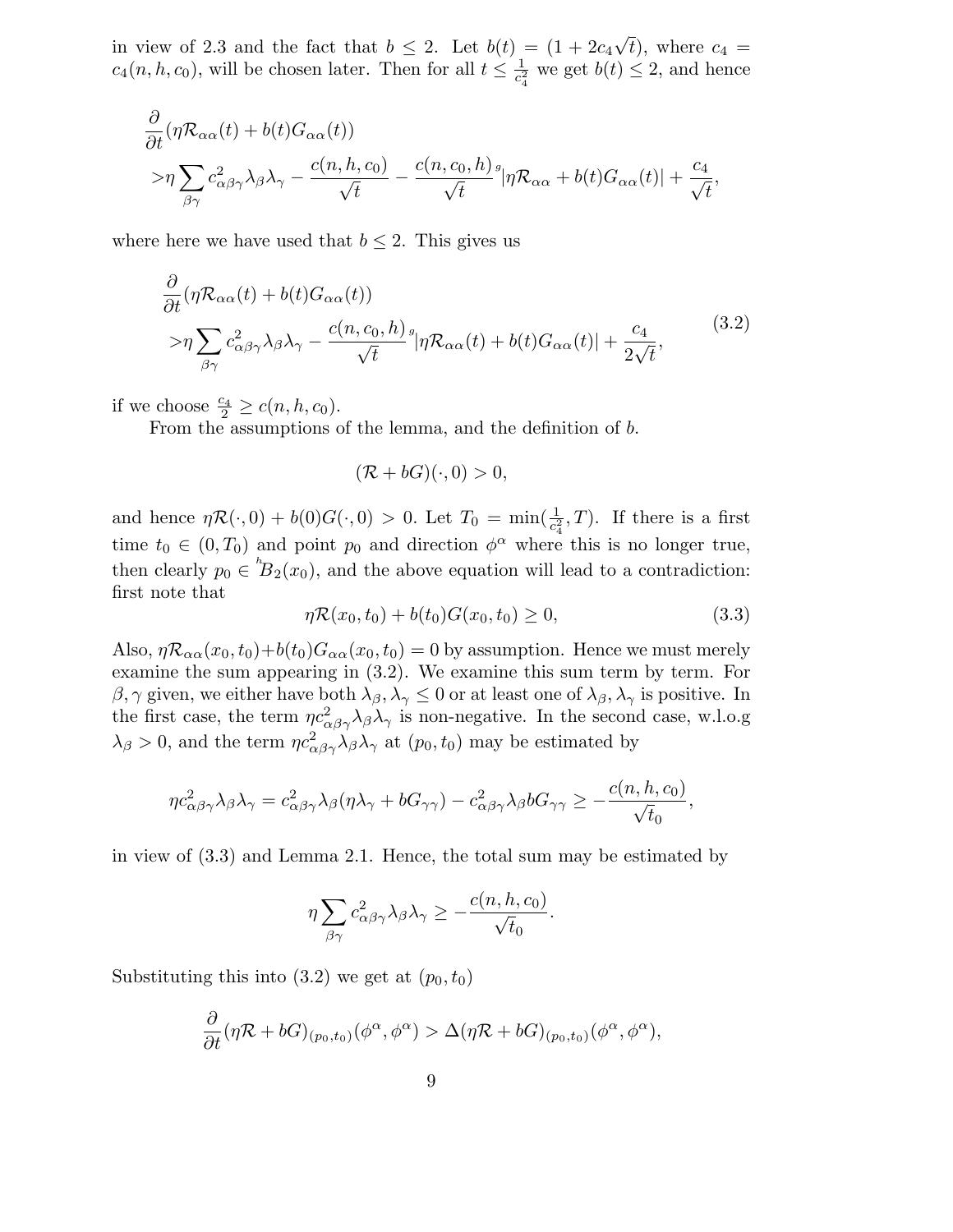in view of 2.3 and the fact that $b \leq 2$. Let $b(t) = (1 + 2c_4\sqrt{t})$, where $c_4 = c_4(n, h, c_0)$, will be chosen later. Then for all $t \leq \frac{1}{c_4^2}$ we get $b(t) \leq 2$, and hence

$$
\begin{aligned}
&\frac{\partial}{\partial t}(\eta \mathcal{R}_{\alpha\alpha}(t) + b(t)G_{\alpha\alpha}(t)) \\
&> \eta \sum_{\beta\gamma} c_{\alpha\beta\gamma}^2 \lambda_\beta \lambda_\gamma - \frac{c(n, h, c_0)}{\sqrt{t}} - \frac{c(n, c_0, h)}{\sqrt{t}} {}^g|\eta \mathcal{R}_{\alpha\alpha} + b(t)G_{\alpha\alpha}(t)| + \frac{c_4}{\sqrt{t}},
\end{aligned}
$$

where here we have used that $b \leq 2$. This gives us

$$
\begin{aligned}
&\frac{\partial}{\partial t}(\eta \mathcal{R}_{\alpha\alpha}(t) + b(t)G_{\alpha\alpha}(t)) \\
&> \eta \sum_{\beta\gamma} c_{\alpha\beta\gamma}^2 \lambda_\beta \lambda_\gamma - \frac{c(n, c_0, h)}{\sqrt{t}} {}^g|\eta \mathcal{R}_{\alpha\alpha}(t) + b(t)G_{\alpha\alpha}(t)| + \frac{c_4}{2\sqrt{t}},
\end{aligned}
\tag{3.2}
$$

if we choose $\frac{c_4}{2} \geq c(n, h, c_0)$.

From the assumptions of the lemma, and the definition of $b$.

$$(\mathcal{R} + bG)(\cdot, 0) > 0,$$

and hence $\eta\mathcal{R}(\cdot, 0) + b(0)G(\cdot, 0) > 0$. Let $T_0 = \min(\frac{1}{c_4^2}, T)$. If there is a first time $t_0 \in (0, T_0)$ and point $p_0$ and direction $\phi^\alpha$ where this is no longer true, then clearly $p_0 \in {}^hB_2(x_0)$, and the above equation will lead to a contradiction: first note that

$$\eta \mathcal{R}(x_0, t_0) + b(t_0)G(x_0, t_0) \geq 0, \tag{3.3}$$

Also, $\eta \mathcal{R}_{\alpha\alpha}(x_0, t_0) + b(t_0)G_{\alpha\alpha}(x_0, t_0) = 0$ by assumption. Hence we must merely examine the sum appearing in (3.2). We examine this sum term by term. For $\beta, \gamma$ given, we either have both $\lambda_\beta, \lambda_\gamma \leq 0$ or at least one of $\lambda_\beta, \lambda_\gamma$ is positive. In the first case, the term $\eta c_{\alpha\beta\gamma}^2 \lambda_\beta \lambda_\gamma$ is non-negative. In the second case, w.l.o.g $\lambda_\beta > 0$, and the term $\eta c_{\alpha\beta\gamma}^2 \lambda_\beta \lambda_\gamma$ at $(p_0, t_0)$ may be estimated by

$$\eta c_{\alpha\beta\gamma}^2 \lambda_\beta \lambda_\gamma = c_{\alpha\beta\gamma}^2 \lambda_\beta (\eta \lambda_\gamma + bG_{\gamma\gamma}) - c_{\alpha\beta\gamma}^2 \lambda_\beta b G_{\gamma\gamma} \geq -\frac{c(n, h, c_0)}{\sqrt{t_0}},$$

in view of (3.3) and Lemma 2.1. Hence, the total sum may be estimated by

$$\eta \sum_{\beta\gamma} c_{\alpha\beta\gamma}^2 \lambda_\beta \lambda_\gamma \geq -\frac{c(n, h, c_0)}{\sqrt{t_0}}.$$

Substituting this into (3.2) we get at $(p_0, t_0)$

$$\frac{\partial}{\partial t}(\eta \mathcal{R} + bG)_{(p_0,t_0)}(\phi^\alpha, \phi^\alpha) > \Delta(\eta \mathcal{R} + bG)_{(p_0,t_0)}(\phi^\alpha, \phi^\alpha),$$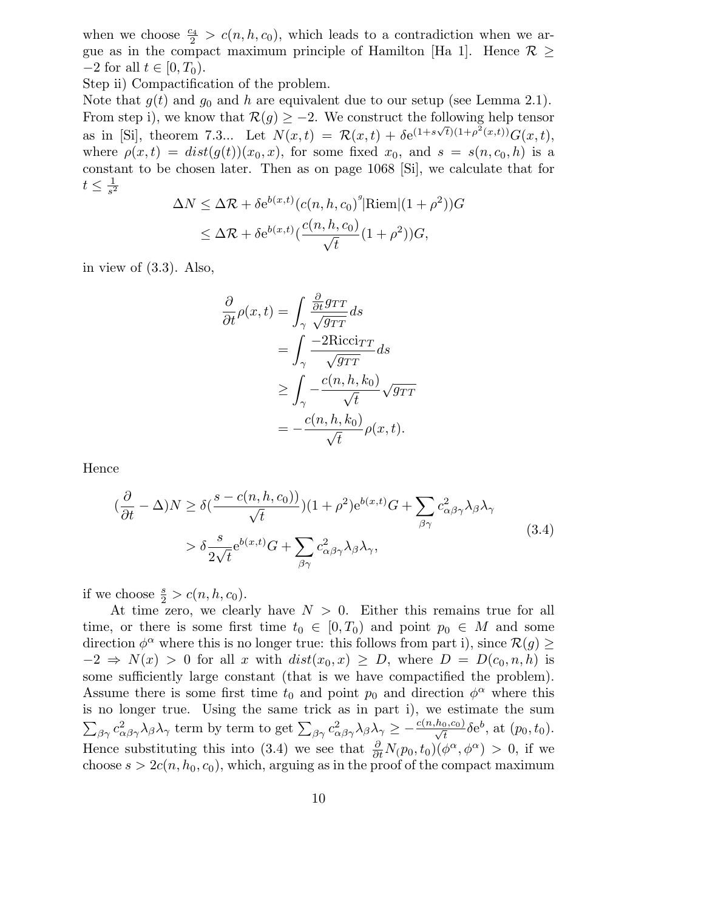when we choose $\frac{c_4}{2} > c(n, h, c_0)$, which leads to a contradiction when we argue as in the compact maximum principle of Hamilton [Ha 1]. Hence $\mathcal{R} \geq -2$ for all $t \in [0, T_0)$.

Step ii) Compactification of the problem.

Note that $g(t)$ and $g_0$ and $h$ are equivalent due to our setup (see Lemma 2.1). From step i), we know that $\mathcal{R}(g) \geq -2$. We construct the following help tensor as in [Si], theorem 7.3... Let $N(x,t) = \mathcal{R}(x,t) + \delta e^{(1+s\sqrt{t})(1+\rho^2(x,t))} G(x,t)$, where $\rho(x,t) = dist(g(t))(x_0, x)$, for some fixed $x_0$, and $s = s(n, c_0, h)$ is a constant to be chosen later. Then as on page 1068 [Si], we calculate that for $t \leq \frac{1}{s^2}$

$$
\begin{aligned}
\Delta N &\leq \Delta \mathcal{R} + \delta e^{b(x,t)} (c(n,h,c_0)\,{}^{g}|\mathrm{Riem}|(1+\rho^2)) G \\
&\leq \Delta \mathcal{R} + \delta e^{b(x,t)} (\frac{c(n,h,c_0)}{\sqrt{t}}(1+\rho^2)) G,
\end{aligned}
$$

in view of (3.3). Also,

$$
\begin{aligned}
\frac{\partial}{\partial t}\rho(x,t) &= \int_\gamma \frac{\frac{\partial}{\partial t} g_{TT}}{\sqrt{g_{TT}}} ds \\
&= \int_\gamma \frac{-2\mathrm{Ricci}_{TT}}{\sqrt{g_{TT}}} ds \\
&\geq \int_\gamma -\frac{c(n,h,k_0)}{\sqrt{t}} \sqrt{g_{TT}} \\
&= -\frac{c(n,h,k_0)}{\sqrt{t}} \rho(x,t).
\end{aligned}
$$

Hence

$$
\begin{aligned}
(\frac{\partial}{\partial t} - \Delta) N &\geq \delta (\frac{s - c(n,h,c_0))}{\sqrt{t}})(1+\rho^2) e^{b(x,t)} G + \sum_{\beta\gamma} c^2_{\alpha\beta\gamma}\lambda_\beta\lambda_\gamma \\
&> \delta \frac{s}{2\sqrt{t}} e^{b(x,t)} G + \sum_{\beta\gamma} c^2_{\alpha\beta\gamma}\lambda_\beta\lambda_\gamma,
\end{aligned}
\tag{3.4}
$$

if we choose $\frac{s}{2} > c(n,h,c_0)$.

At time zero, we clearly have $N > 0$. Either this remains true for all time, or there is some first time $t_0 \in [0, T_0)$ and point $p_0 \in M$ and some direction $\phi^\alpha$ where this is no longer true: this follows from part i), since $\mathcal{R}(g) \geq -2 \Rightarrow N(x) > 0$ for all $x$ with $dist(x_0, x) \geq D$, where $D = D(c_0, n, h)$ is some sufficiently large constant (that is we have compactified the problem). Assume there is some first time $t_0$ and point $p_0$ and direction $\phi^\alpha$ where this is no longer true. Using the same trick as in part i), we estimate the sum $\sum_{\beta\gamma} c^2_{\alpha\beta\gamma}\lambda_\beta\lambda_\gamma$ term by term to get $\sum_{\beta\gamma} c^2_{\alpha\beta\gamma}\lambda_\beta\lambda_\gamma \geq -\frac{c(n,h_0,c_0)}{\sqrt{t}}\delta e^{b}$, at $(p_0, t_0)$. Hence substituting this into (3.4) we see that $\frac{\partial}{\partial t} N_(p_0, t_0)(\phi^\alpha, \phi^\alpha) > 0$, if we choose $s > 2c(n, h_0, c_0)$, which, arguing as in the proof of the compact maximum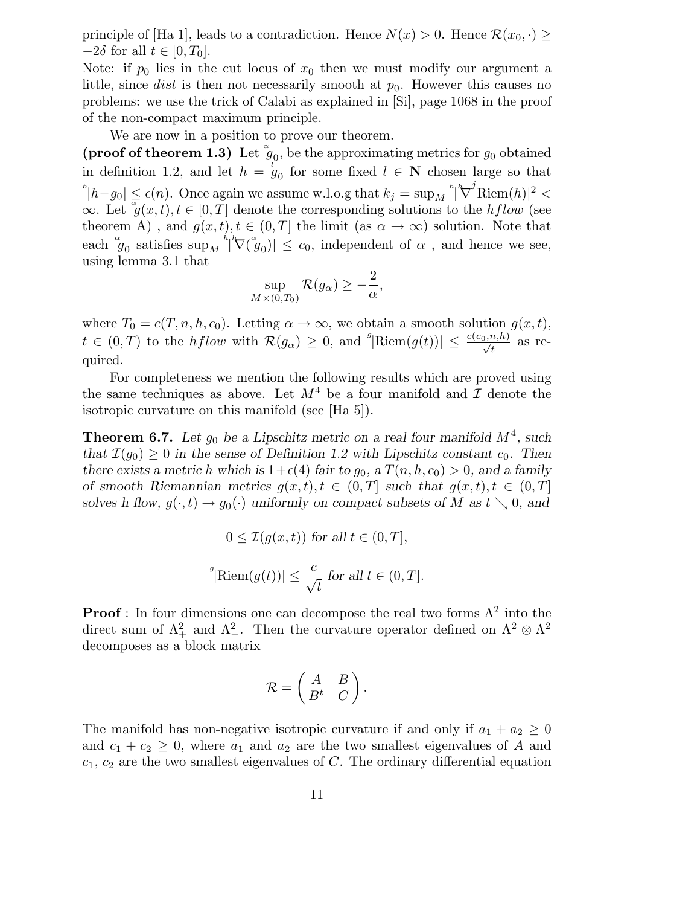principle of [Ha 1], leads to a contradiction. Hence $N(x) > 0$. Hence $\mathcal{R}(x_0, \cdot) \geq -2\delta$ for all $t \in [0, T_0]$.

Note: if $p_0$ lies in the cut locus of $x_0$ then we must modify our argument a little, since *dist* is then not necessarily smooth at $p_0$. However this causes no problems: we use the trick of Calabi as explained in [Si], page 1068 in the proof of the non-compact maximum principle.

We are now in a position to prove our theorem.

**(proof of theorem 1.3)** Let $\overset{\alpha}{g}_0$, be the approximating metrics for $g_0$ obtained in definition 1.2, and let $h = \overset{l}{g}_0$ for some fixed $l \in \mathbf{N}$ chosen large so that ${}^{h}|h - g_0| \leq \epsilon(n)$. Once again we assume w.l.o.g that $k_j = \sup_M {}^{h}|{}^{h}\nabla^j \text{Riem}(h)|^2 < \infty$. Let $\overset{\alpha}{g}(x,t), t \in [0,T]$ denote the corresponding solutions to the *hflow* (see theorem A) , and $g(x,t), t \in (0,T]$ the limit (as $\alpha \to \infty$) solution. Note that each $\overset{\alpha}{g}_0$ satisfies $\sup_M {}^{h}|{}^{h}\nabla(\overset{\alpha}{g}_0)| \leq c_0$, independent of $\alpha$ , and hence we see, using lemma 3.1 that

$$\sup_{M \times (0,T_0)} \mathcal{R}(g_\alpha) \geq -\frac{2}{\alpha},$$

where $T_0 = c(T, n, h, c_0)$. Letting $\alpha \to \infty$, we obtain a smooth solution $g(x,t)$, $t \in (0,T)$ to the *hflow* with $\mathcal{R}(g_\alpha) \geq 0$, and ${}^{g}|\text{Riem}(g(t))| \leq \frac{c(c_0,n,h)}{\sqrt{t}}$ as required.

For completeness we mention the following results which are proved using the same techniques as above. Let $M^4$ be a four manifold and $\mathcal{I}$ denote the isotropic curvature on this manifold (see [Ha 5]).

**Theorem 6.7.** *Let $g_0$ be a Lipschitz metric on a real four manifold $M^4$, such that $\mathcal{I}(g_0) \geq 0$ in the sense of Definition 1.2 with Lipschitz constant $c_0$. Then there exists a metric h which is $1+\epsilon(4)$ fair to $g_0$, a $T(n,h,c_0) > 0$, and a family of smooth Riemannian metrics $g(x,t), t \in (0,T]$ such that $g(x,t), t \in (0,T]$ solves h flow, $g(\cdot,t) \to g_0(\cdot)$ uniformly on compact subsets of M as $t \searrow 0$, and*

$$0 \leq \mathcal{I}(g(x,t)) \text{ for all } t \in (0,T],$$

$${}^{g}|\text{Riem}(g(t))| \leq \frac{c}{\sqrt{t}} \text{ for all } t \in (0,T].$$

**Proof** : In four dimensions one can decompose the real two forms $\Lambda^2$ into the direct sum of $\Lambda^2_+$ and $\Lambda^2_-$. Then the curvature operator defined on $\Lambda^2 \otimes \Lambda^2$ decomposes as a block matrix

$$\mathcal{R} = \begin{pmatrix} A & B \\ B^t & C \end{pmatrix}.$$

The manifold has non-negative isotropic curvature if and only if $a_1 + a_2 \geq 0$ and $c_1 + c_2 \geq 0$, where $a_1$ and $a_2$ are the two smallest eigenvalues of $A$ and $c_1$, $c_2$ are the two smallest eigenvalues of $C$. The ordinary differential equation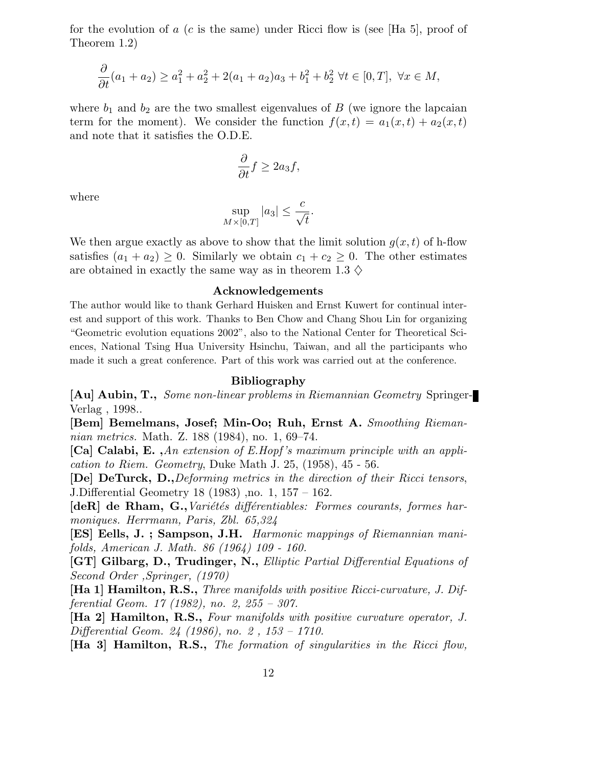for the evolution of $a$ ($c$ is the same) under Ricci flow is (see [Ha 5], proof of Theorem 1.2)

$$\frac{\partial}{\partial t}(a_1 + a_2) \geq a_1^2 + a_2^2 + 2(a_1 + a_2)a_3 + b_1^2 + b_2^2 \ \forall t \in [0, T], \ \forall x \in M,$$

where $b_1$ and $b_2$ are the two smallest eigenvalues of $B$ (we ignore the lapcaian term for the moment). We consider the function $f(x,t) = a_1(x,t) + a_2(x,t)$ and note that it satisfies the O.D.E.

$$\frac{\partial}{\partial t} f \geq 2a_3 f,$$

where

$$\sup_{M \times [0,T]} |a_3| \leq \frac{c}{\sqrt{t}}.$$

We then argue exactly as above to show that the limit solution $g(x,t)$ of h-flow satisfies $(a_1 + a_2) \geq 0$. Similarly we obtain $c_1 + c_2 \geq 0$. The other estimates are obtained in exactly the same way as in theorem 1.3 $\diamondsuit$

## Acknowledgements

The author would like to thank Gerhard Huisken and Ernst Kuwert for continual interest and support of this work. Thanks to Ben Chow and Chang Shou Lin for organizing "Geometric evolution equations 2002", also to the National Center for Theoretical Sciences, National Tsing Hua University Hsinchu, Taiwan, and all the participants who made it such a great conference. Part of this work was carried out at the conference.

## Bibliography

**[Au] Aubin, T.,** *Some non-linear problems in Riemannian Geometry* Springer-Verlag , 1998..

**[Bem] Bemelmans, Josef; Min-Oo; Ruh, Ernst A.** *Smoothing Riemannian metrics.* Math. Z. 188 (1984), no. 1, 69–74.

**[Ca] Calabi, E. ,***An extension of E.Hopf's maximum principle with an application to Riem. Geometry*, Duke Math J. 25, (1958), 45 - 56.

**[De] DeTurck, D.,***Deforming metrics in the direction of their Ricci tensors*, J.Differential Geometry 18 (1983) ,no. 1, 157 – 162.

**[deR] de Rham, G.,***Variétés différentiables: Formes courants, formes harmoniques. Herrmann, Paris, Zbl. 65,324*

**[ES] Eells, J. ; Sampson, J.H.** *Harmonic mappings of Riemannian manifolds, American J. Math. 86 (1964) 109 - 160.*

**[GT] Gilbarg, D., Trudinger, N.,** *Elliptic Partial Differential Equations of Second Order ,Springer, (1970)*

**[Ha 1] Hamilton, R.S.,** *Three manifolds with positive Ricci-curvature, J. Differential Geom. 17 (1982), no. 2, 255 – 307.*

**[Ha 2] Hamilton, R.S.,** *Four manifolds with positive curvature operator, J. Differential Geom. 24 (1986), no. 2 , 153 – 1710.*

**[Ha 3] Hamilton, R.S.,** *The formation of singularities in the Ricci flow,*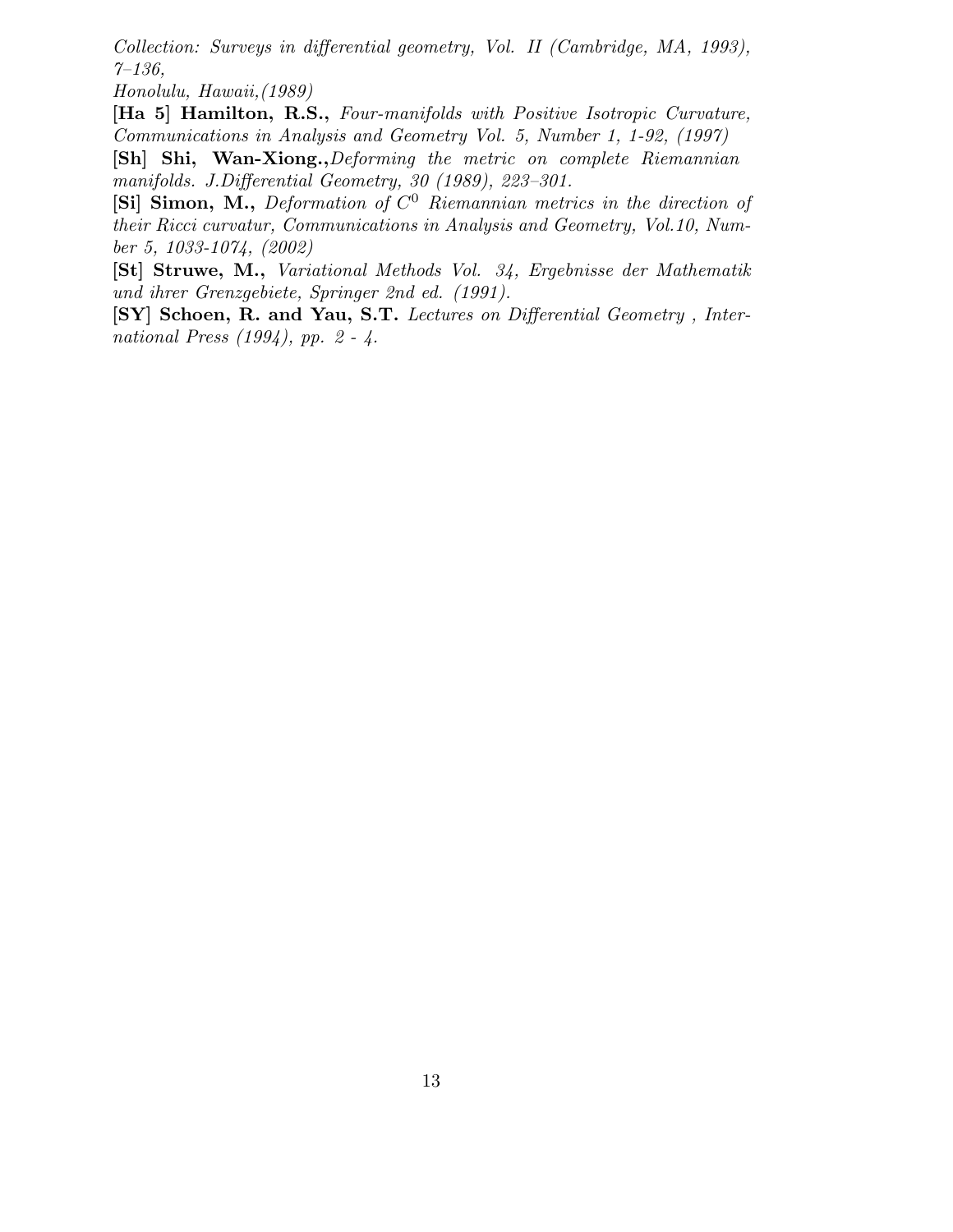*Collection: Surveys in differential geometry, Vol. II (Cambridge, MA, 1993), 7–136,*
*Honolulu, Hawaii,(1989)*

**[Ha 5] Hamilton, R.S.,** *Four-manifolds with Positive Isotropic Curvature, Communications in Analysis and Geometry Vol. 5, Number 1, 1-92, (1997)*

**[Sh] Shi, Wan-Xiong.,** *Deforming the metric on complete Riemannian manifolds. J.Differential Geometry, 30 (1989), 223–301.*

**[Si] Simon, M.,** *Deformation of $C^0$ Riemannian metrics in the direction of their Ricci curvatur, Communications in Analysis and Geometry, Vol.10, Number 5, 1033-1074, (2002)*

**[St] Struwe, M.,** *Variational Methods Vol. 34, Ergebnisse der Mathematik und ihrer Grenzgebiete, Springer 2nd ed. (1991).*

**[SY] Schoen, R. and Yau, S.T.** *Lectures on Differential Geometry , International Press (1994), pp. 2 - 4.*